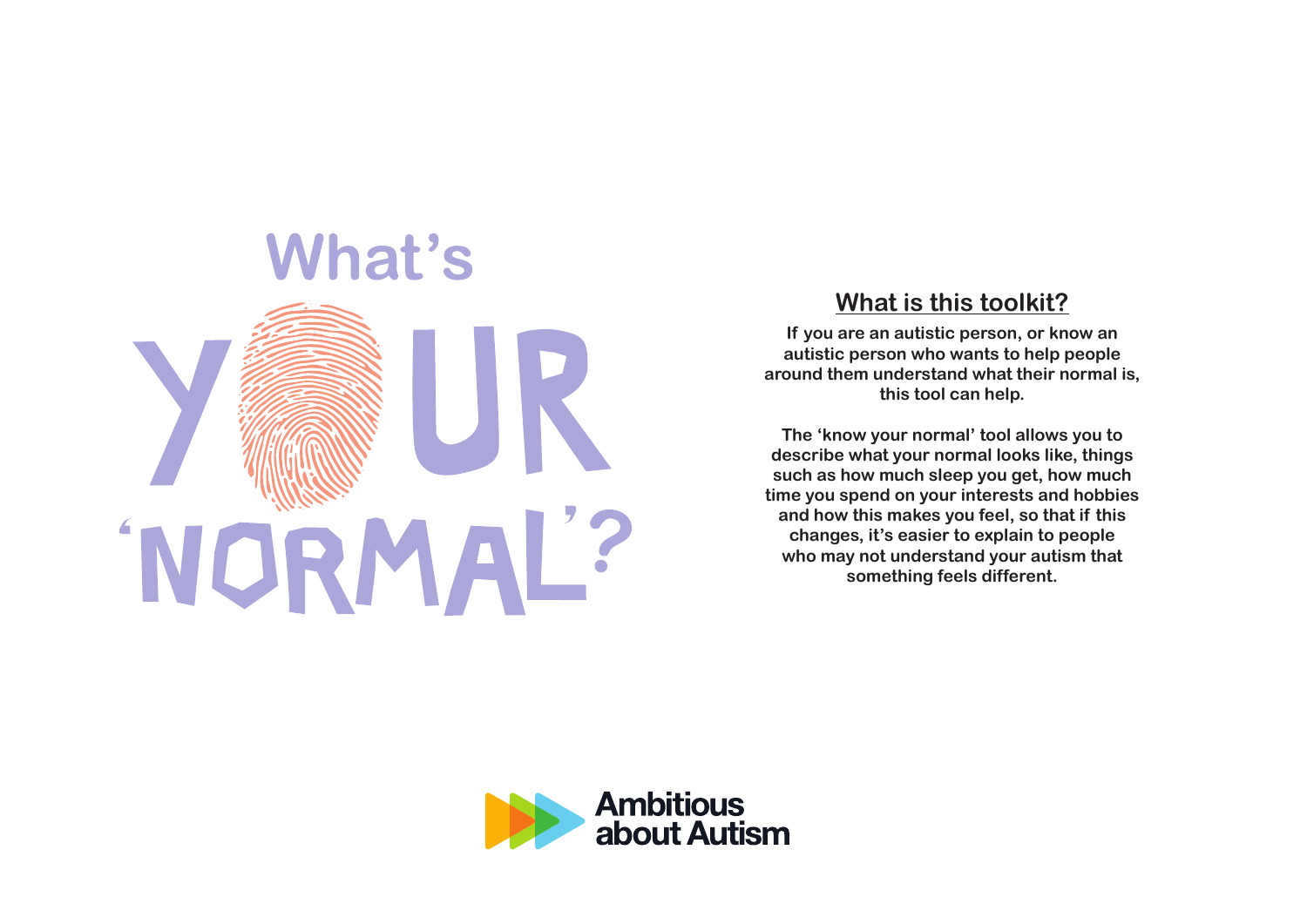# What's YOUR 'NORMAL'?

## What is this toolkit?

**If you are an autistic person, or know an autistic person who wants to help people around them understand what their normal is, this tool can help.**

**The 'know your normal' tool allows you to describe what your normal looks like, things such as how much sleep you get, how much time you spend on your interests and hobbies and how this makes you feel, so that if this changes, it's easier to explain to people who may not understand your autism that something feels different.**

Ambitious about Autism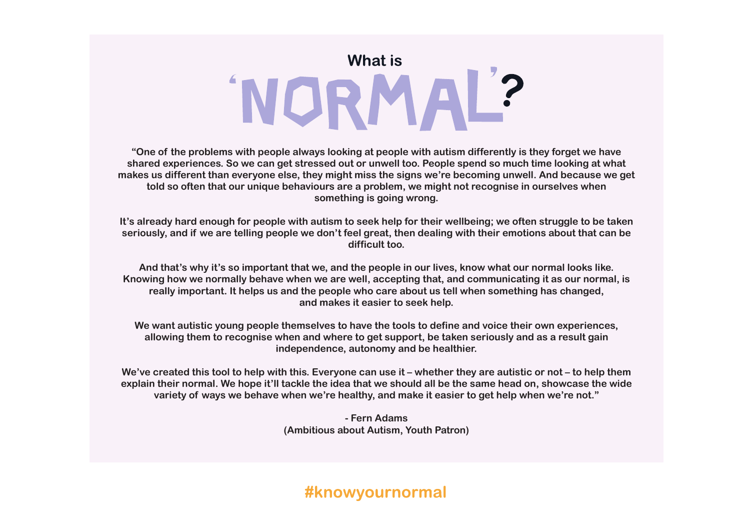# What is 'NORMAL'?

**"One of the problems with people always looking at people with autism differently is they forget we have shared experiences. So we can get stressed out or unwell too. People spend so much time looking at what makes us different than everyone else, they might miss the signs we're becoming unwell. And because we get told so often that our unique behaviours are a problem, we might not recognise in ourselves when something is going wrong.**

**It's already hard enough for people with autism to seek help for their wellbeing; we often struggle to be taken seriously, and if we are telling people we don't feel great, then dealing with their emotions about that can be difficult too.**

**And that's why it's so important that we, and the people in our lives, know what our normal looks like. Knowing how we normally behave when we are well, accepting that, and communicating it as our normal, is really important. It helps us and the people who care about us tell when something has changed, and makes it easier to seek help.**

**We want autistic young people themselves to have the tools to define and voice their own experiences, allowing them to recognise when and where to get support, be taken seriously and as a result gain independence, autonomy and be healthier.**

**We've created this tool to help with this. Everyone can use it – whether they are autistic or not – to help them explain their normal. We hope it'll tackle the idea that we should all be the same head on, showcase the wide variety of ways we behave when we're healthy, and make it easier to get help when we're not."**

**- Fern Adams**
**(Ambitious about Autism, Youth Patron)**

**#knowyournormal**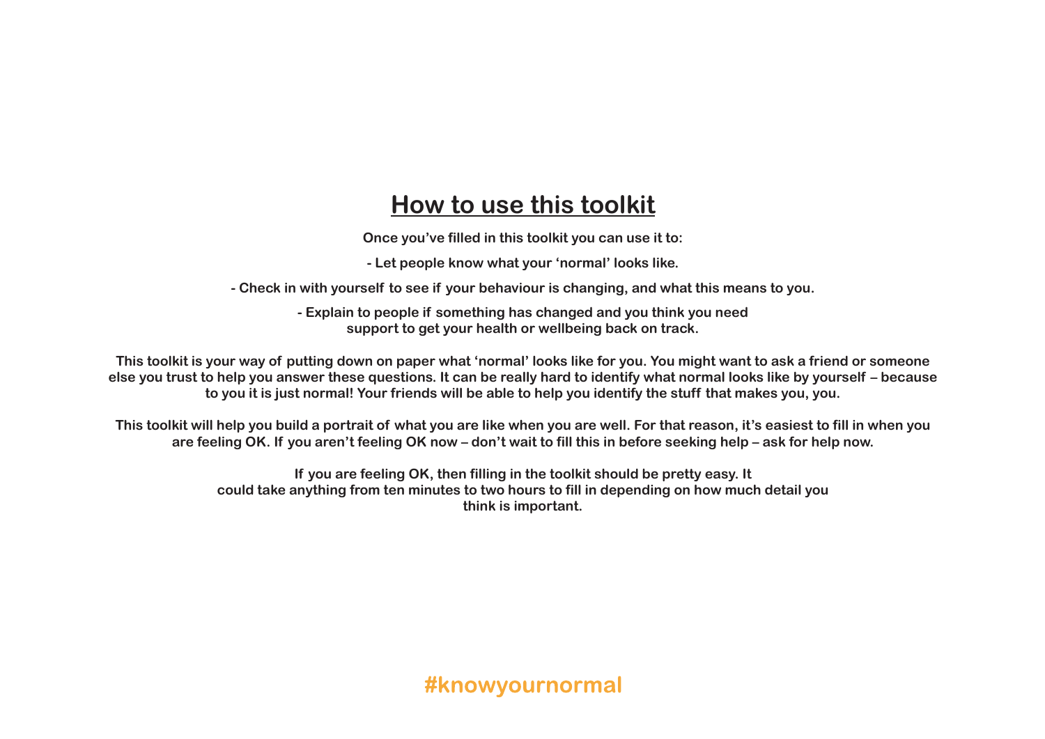# How to use this toolkit

**Once you've filled in this toolkit you can use it to:**

**- Let people know what your 'normal' looks like.**

**- Check in with yourself to see if your behaviour is changing, and what this means to you.**

**- Explain to people if something has changed and you think you need support to get your health or wellbeing back on track.**

**This toolkit is your way of putting down on paper what 'normal' looks like for you. You might want to ask a friend or someone else you trust to help you answer these questions. It can be really hard to identify what normal looks like by yourself – because to you it is just normal! Your friends will be able to help you identify the stuff that makes you, you.**

**This toolkit will help you build a portrait of what you are like when you are well. For that reason, it's easiest to fill in when you are feeling OK. If you aren't feeling OK now – don't wait to fill this in before seeking help – ask for help now.**

**If you are feeling OK, then filling in the toolkit should be pretty easy. It could take anything from ten minutes to two hours to fill in depending on how much detail you think is important.**

**#knowyournormal**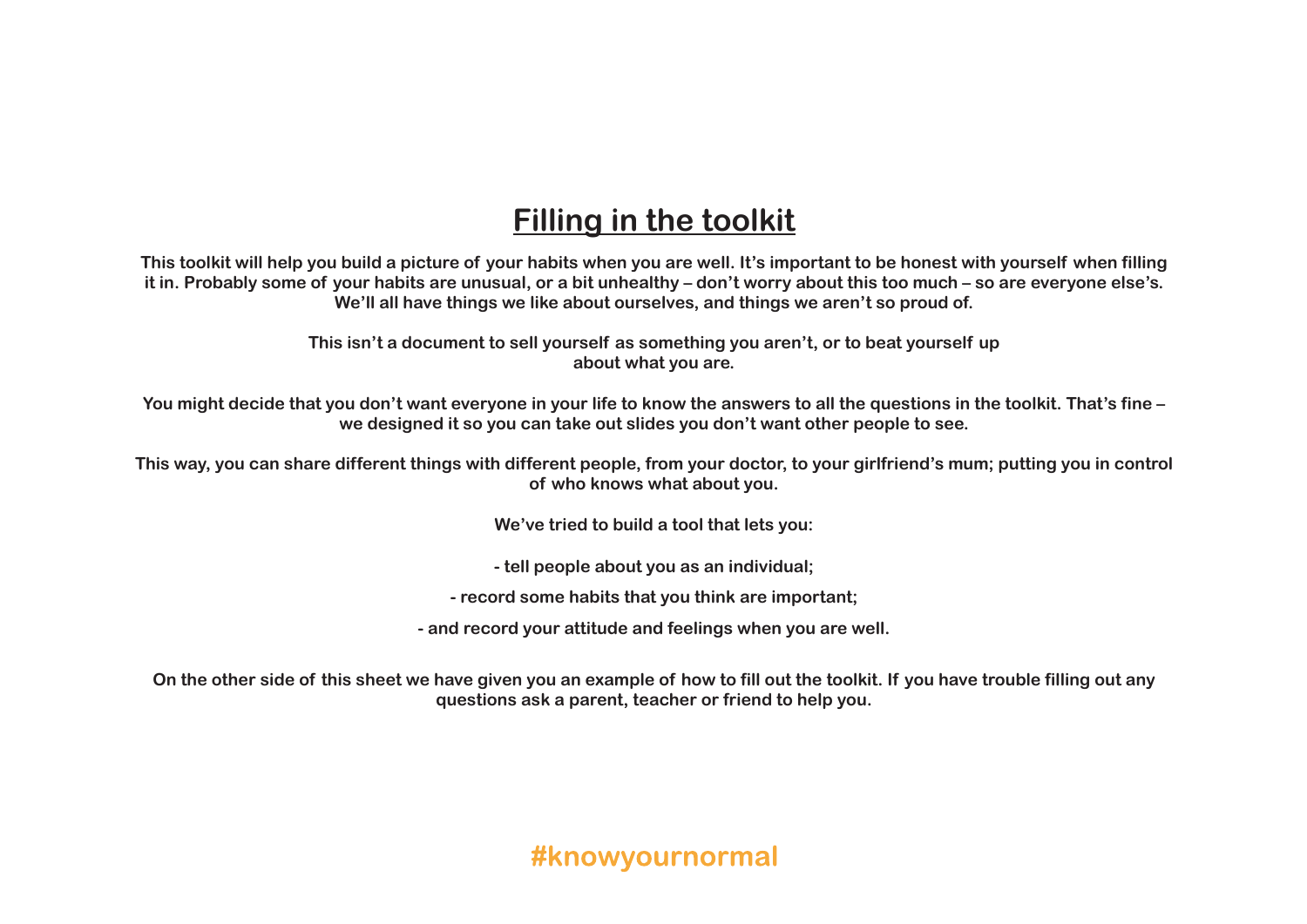# Filling in the toolkit

**This toolkit will help you build a picture of your habits when you are well. It's important to be honest with yourself when filling it in. Probably some of your habits are unusual, or a bit unhealthy – don't worry about this too much – so are everyone else's. We'll all have things we like about ourselves, and things we aren't so proud of.**

**This isn't a document to sell yourself as something you aren't, or to beat yourself up about what you are.**

**You might decide that you don't want everyone in your life to know the answers to all the questions in the toolkit. That's fine – we designed it so you can take out slides you don't want other people to see.**

**This way, you can share different things with different people, from your doctor, to your girlfriend's mum; putting you in control of who knows what about you.**

**We've tried to build a tool that lets you:**

- **tell people about you as an individual;**
- **record some habits that you think are important;**
- **and record your attitude and feelings when you are well.**

**On the other side of this sheet we have given you an example of how to fill out the toolkit. If you have trouble filling out any questions ask a parent, teacher or friend to help you.**

**#knowyournormal**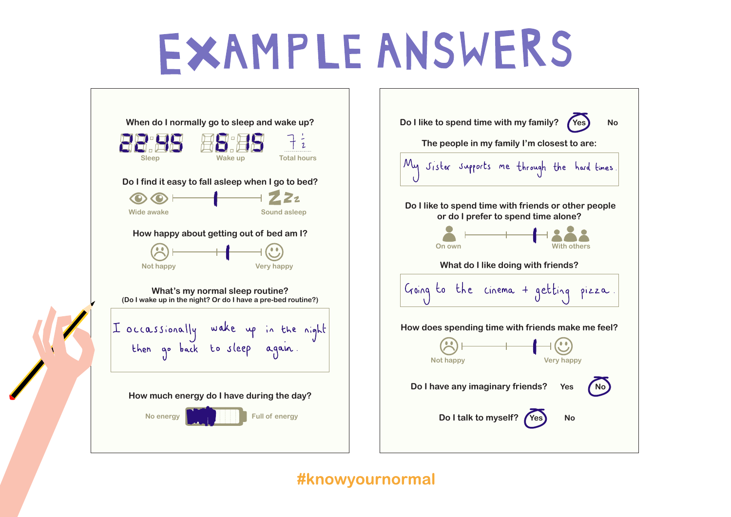# EXAMPLE ANSWERS

**When do I normally go to sleep and wake up?**

22:45 — Sleep
06:15 — Wake up
7 ½ — Total hours

**Do I find it easy to fall asleep when I go to bed?**

Wide awake — Sound asleep

**How happy about getting out of bed am I?**

Not happy — Very happy

**What's my normal sleep routine?**
(Do I wake up in the night? Or do I have a pre-bed routine?)

I occassionally wake up in the night then go back to sleep again.

**How much energy do I have during the day?**

No energy — Full of energy

**Do I like to spend time with my family?** Yes (circled) No

**The people in my family I'm closest to are:**

My sister supports me through the hard times.

**Do I like to spend time with friends or other people or do I prefer to spend time alone?**

On own — With others

**What do I like doing with friends?**

Going to the cinema + getting pizza.

**How does spending time with friends make me feel?**

Not happy — Very happy

**Do I have any imaginary friends?** Yes No (circled)

**Do I talk to myself?** Yes (circled) No

#knowyournormal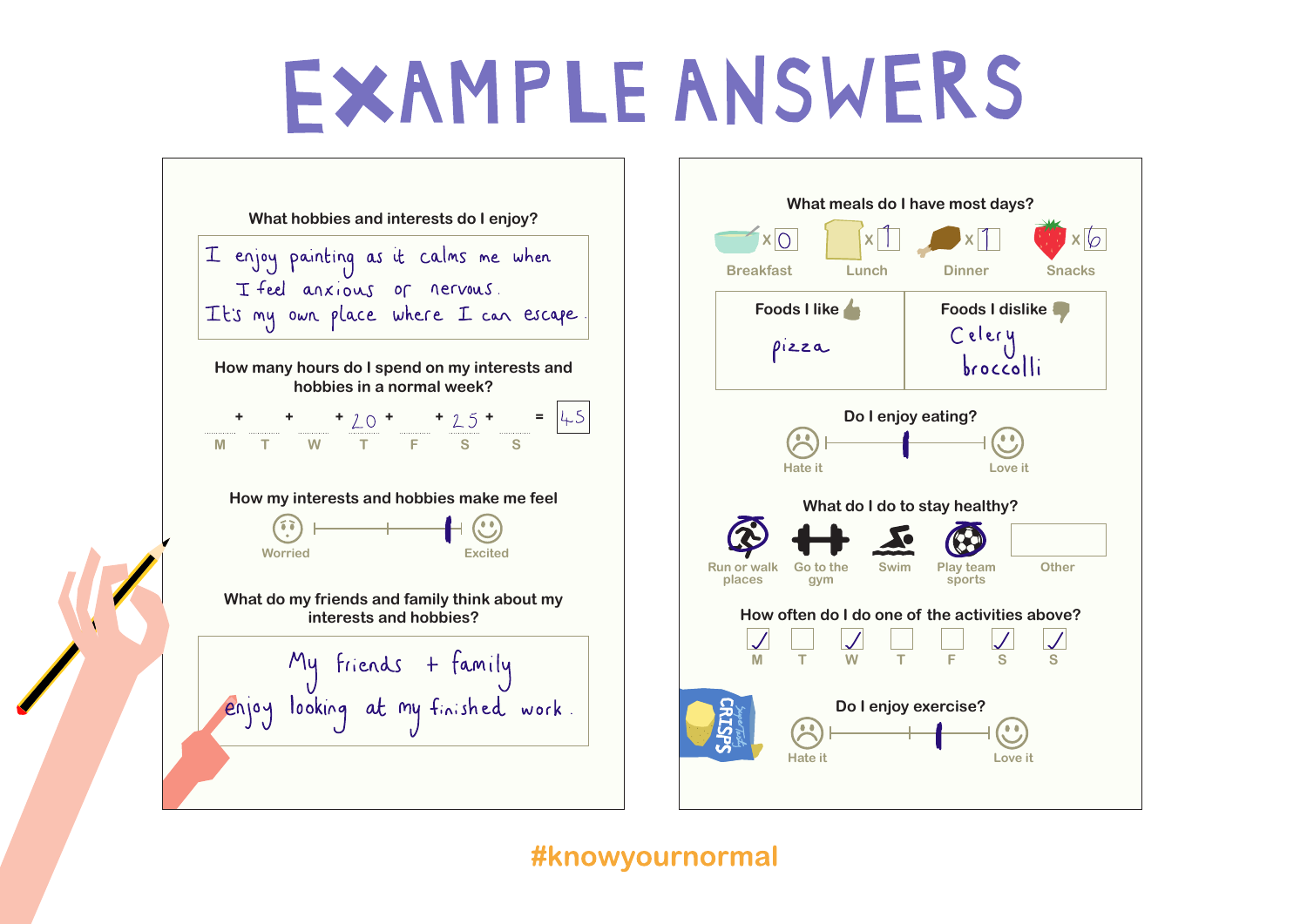# EXAMPLE ANSWERS

## What hobbies and interests do I enjoy?

I enjoy painting as it calms me when I feel anxious or nervous. It's my own place where I can escape.

## How many hours do I spend on my interests and hobbies in a normal week?

| M | | T | | W | | T | | F | | S | | S | | Total |
|---|---|---|---|---|---|---|---|---|---|---|---|---|---|---|
| | + | | + | | + | 20 | + | | + | 25 | + | | = | 45 |

## How my interests and hobbies make me feel

Worried — Excited

## What do my friends and family think about my interests and hobbies?

My friends + family enjoy looking at my finished work.

## What meals do I have most days?

| Breakfast | Lunch | Dinner | Snacks |
|---|---|---|---|
| x 0 | x 1 | x 1 | x 6 |

| Foods I like | Foods I dislike |
|---|---|
| pizza | Celery<br>broccolli |

## Do I enjoy eating?

Hate it — Love it

## What do I do to stay healthy?

- Run or walk places
- Go to the gym
- Swim
- Play team sports
- Other

## How often do I do one of the activities above?

| M | T | W | T | F | S | S |
|---|---|---|---|---|---|---|
| ✓ | | ✓ | | | ✓ | ✓ |

## Do I enjoy exercise?

Hate it — Love it

#knowyournormal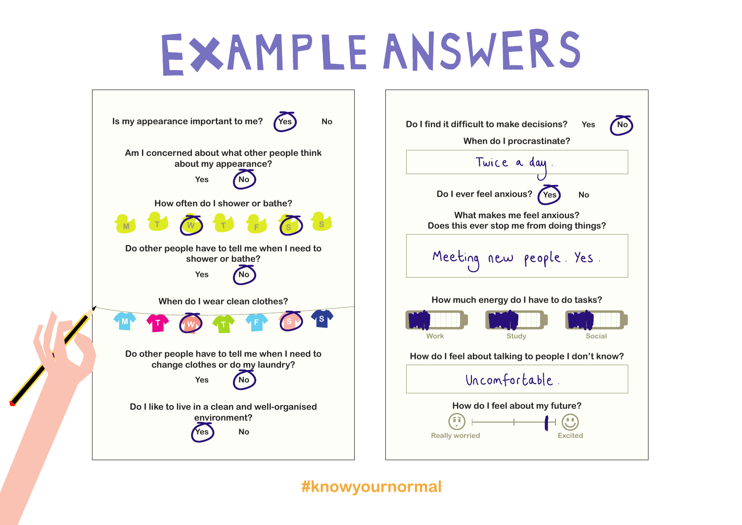# EXAMPLE ANSWERS

Is my appearance important to me? **Yes** (circled) No

Am I concerned about what other people think about my appearance?

Yes **No** (circled)

How often do I shower or bathe?

M T **W** (circled) T F **S** (circled) S

Do other people have to tell me when I need to shower or bathe?

Yes **No** (circled)

When do I wear clean clothes?

M T **W** (circled) T F **S** (circled) S

Do other people have to tell me when I need to change clothes or do my laundry?

Yes **No** (circled)

Do I like to live in a clean and well-organised environment?

**Yes** (circled) No

Do I find it difficult to make decisions? Yes **No** (circled)

When do I procrastinate?

*Twice a day.*

Do I ever feel anxious? **Yes** (circled) No

What makes me feel anxious?
Does this ever stop me from doing things?

*Meeting new people. Yes.*

How much energy do I have to do tasks?

Work | Study | Social

How do I feel about talking to people I don't know?

*Uncomfortable.*

How do I feel about my future?

Really worried — Excited

#knowyournormal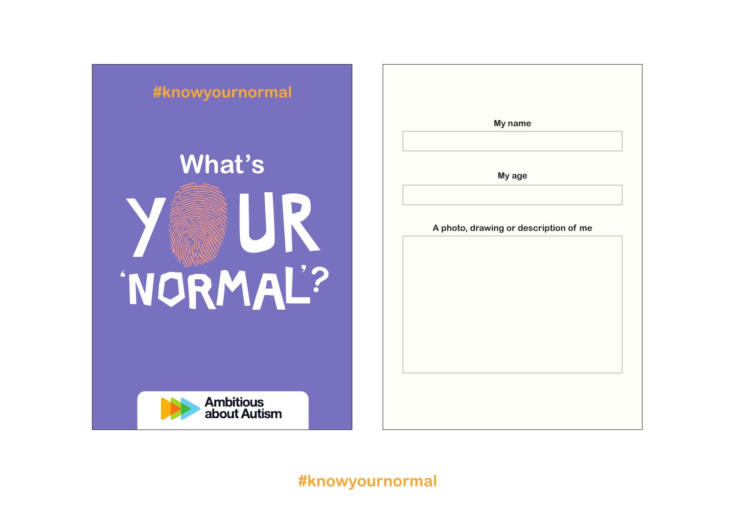#knowyournormal

# What's YOUR 'NORMAL'?

Ambitious about Autism

**My name**

**My age**

**A photo, drawing or description of me**

#knowyournormal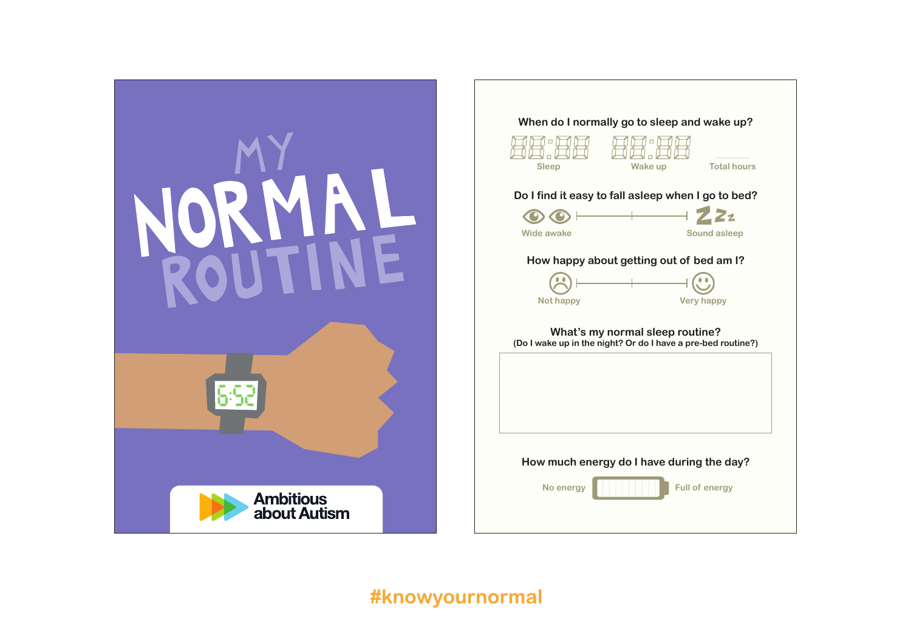# MY NORMAL ROUTINE

6:52

Ambitious about Autism

## When do I normally go to sleep and wake up?

88:88 Sleep

88:88 Wake up

.................... Total hours

## Do I find it easy to fall asleep when I go to bed?

Wide awake — Sound asleep

## How happy about getting out of bed am I?

Not happy — Very happy

## What's my normal sleep routine?

(Do I wake up in the night? Or do I have a pre-bed routine?)

## How much energy do I have during the day?

No energy — Full of energy

#knowyournormal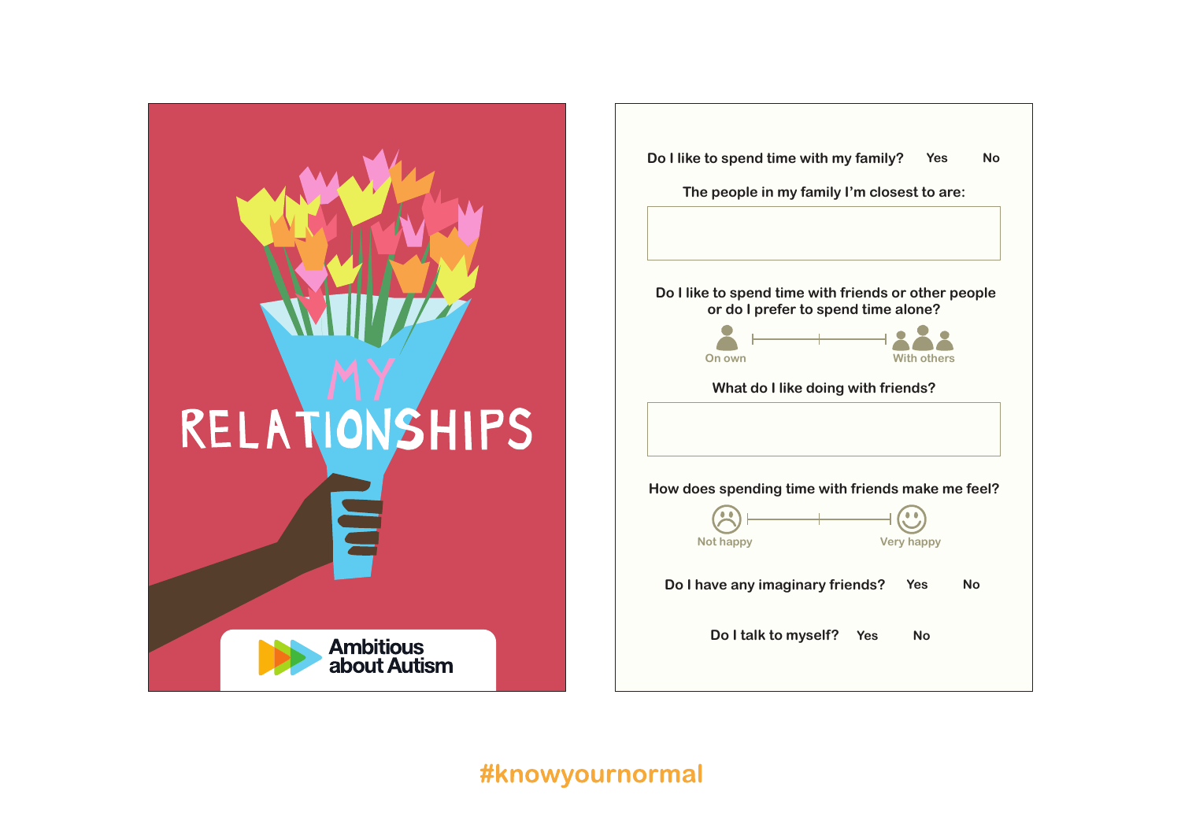# MY RELATIONSHIPS

Ambitious about Autism

Do I like to spend time with my family? Yes No

The people in my family I'm closest to are:

Do I like to spend time with friends or other people or do I prefer to spend time alone?

On own — With others

What do I like doing with friends?

How does spending time with friends make me feel?

Not happy — Very happy

Do I have any imaginary friends? Yes No

Do I talk to myself? Yes No

#knowyournormal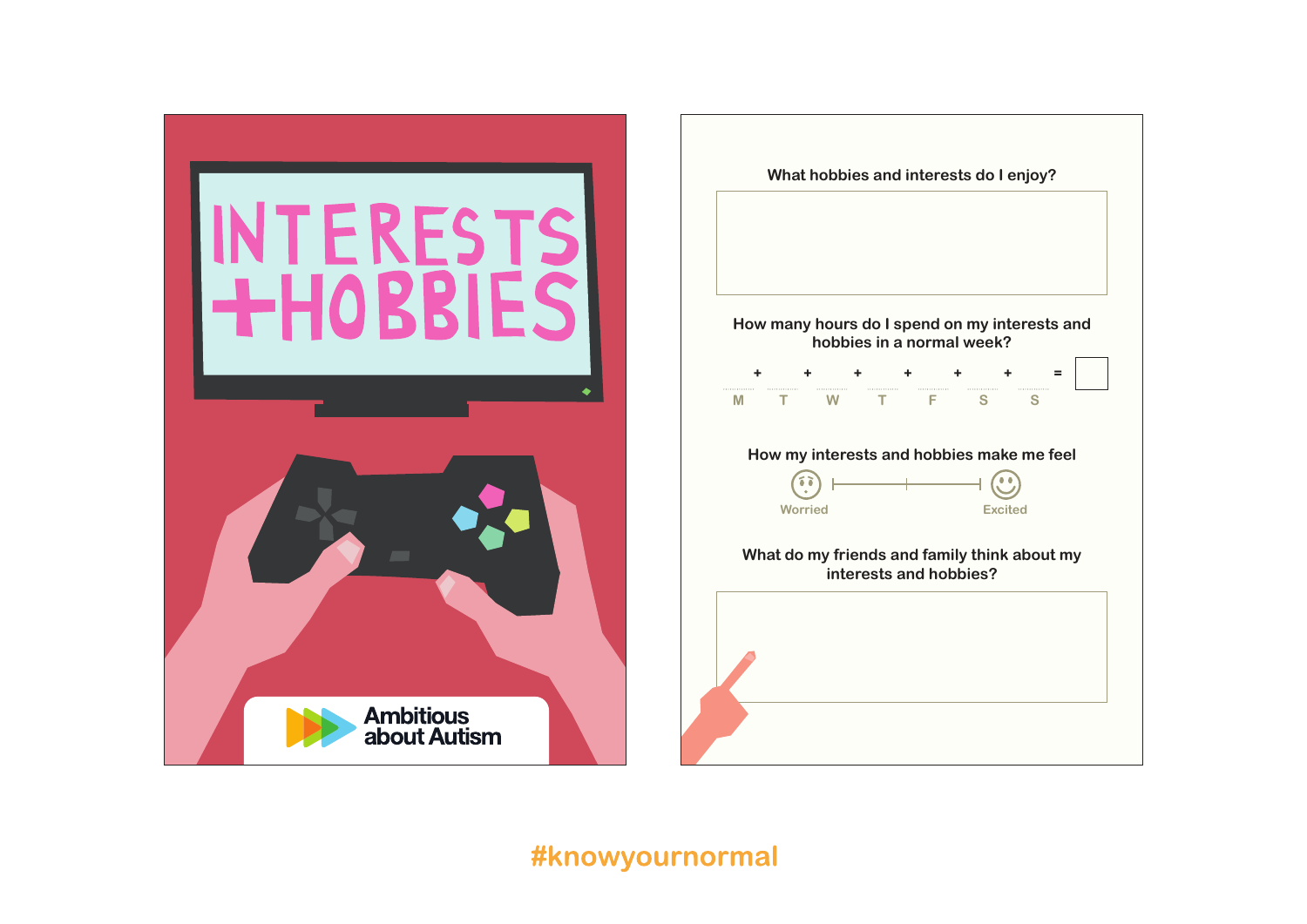# INTERESTS + HOBBIES

Ambitious about Autism

What hobbies and interests do I enjoy?

How many hours do I spend on my interests and hobbies in a normal week?

| M | + | T | + | W | + | T | + | F | + | S | + | S | = |
|---|---|---|---|---|---|---|---|---|---|---|---|---|---|
| | | | | | | | | | | | | | |

How my interests and hobbies make me feel

Worried — Excited

What do my friends and family think about my interests and hobbies?

#knowyournormal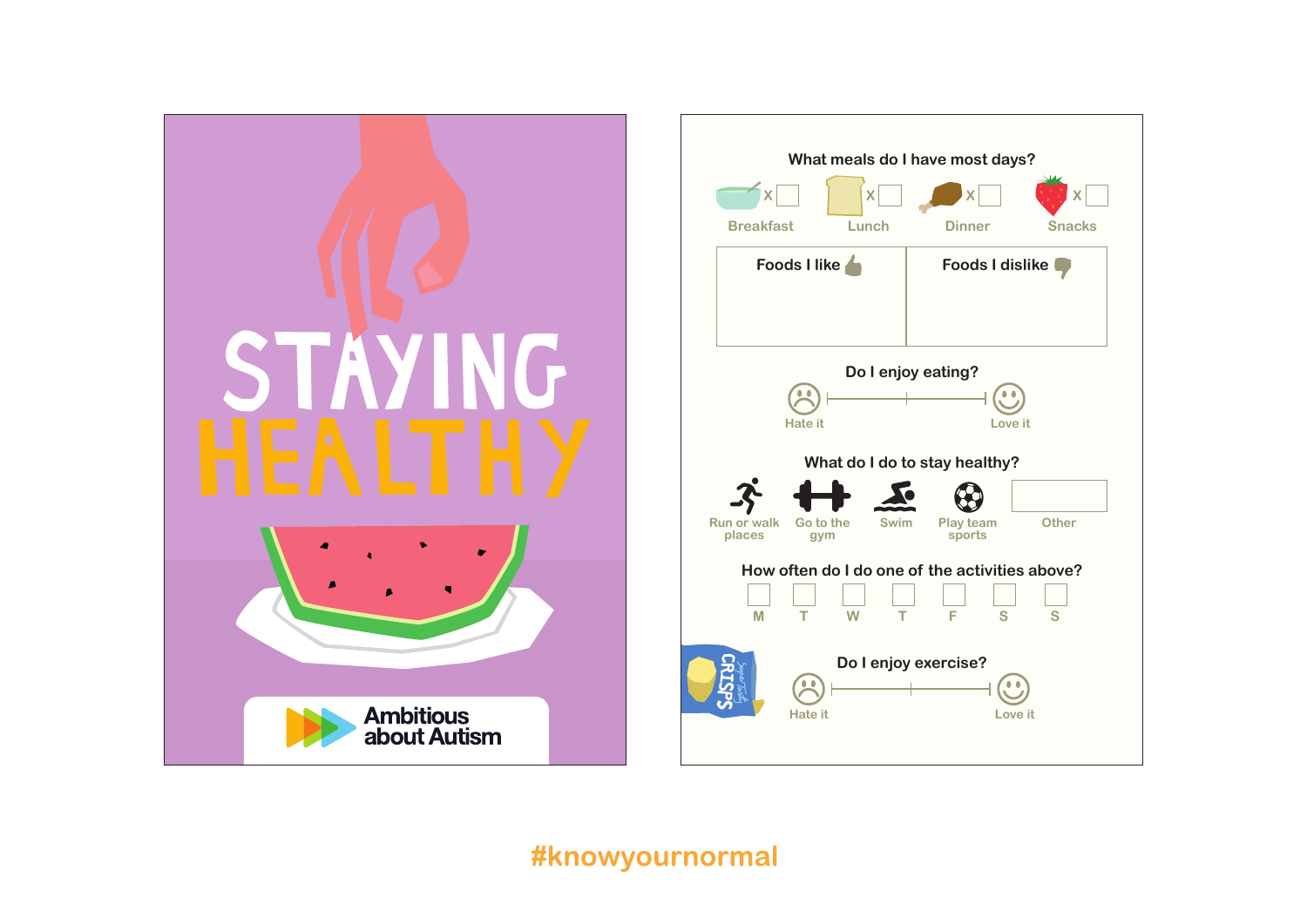# STAYING HEALTHY

Ambitious about Autism

## What meals do I have most days?

- Breakfast x ☐
- Lunch x ☐
- Dinner x ☐
- Snacks x ☐

| Foods I like | Foods I dislike |
| --- | --- |
| | |

## Do I enjoy eating?

Hate it ——————— Love it

## What do I do to stay healthy?

- Run or walk places
- Go to the gym
- Swim
- Play team sports
- Other ☐

## How often do I do one of the activities above?

| M | T | W | T | F | S | S |
| --- | --- | --- | --- | --- | --- | --- |
| ☐ | ☐ | ☐ | ☐ | ☐ | ☐ | ☐ |

## Do I enjoy exercise?

Hate it ——————— Love it

#knowyournormal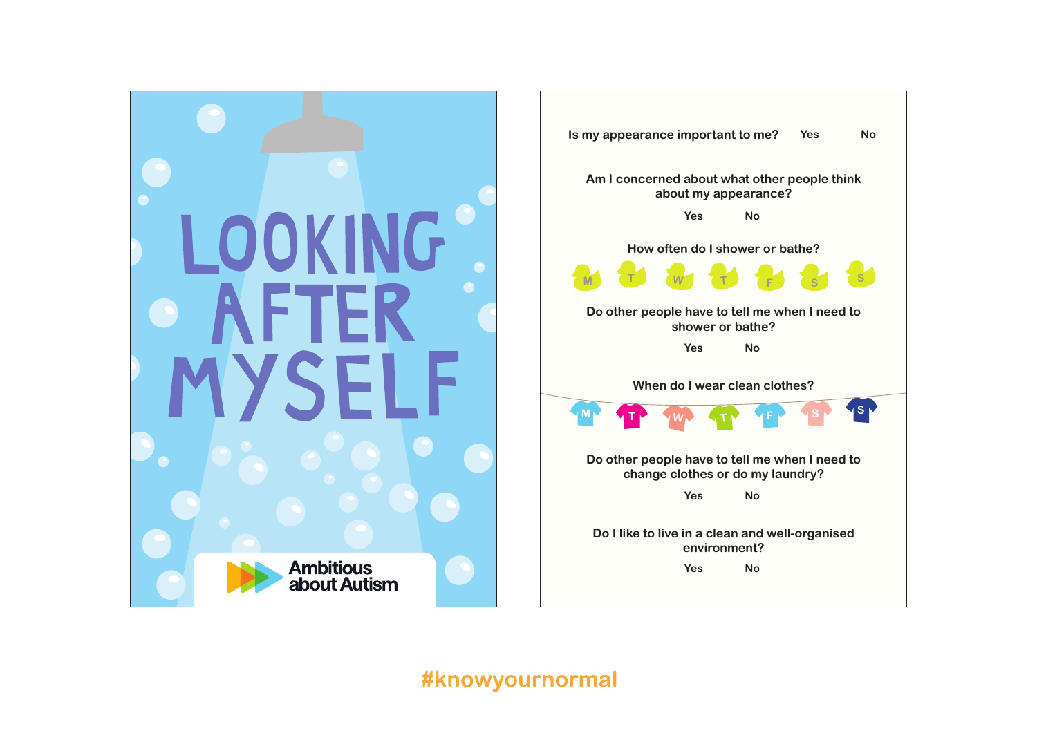# LOOKING AFTER MYSELF

Ambitious about Autism

Is my appearance important to me? Yes No

Am I concerned about what other people think about my appearance?

Yes No

How often do I shower or bathe?

M T W T F S S

Do other people have to tell me when I need to shower or bathe?

Yes No

When do I wear clean clothes?

M T W T F S S

Do other people have to tell me when I need to change clothes or do my laundry?

Yes No

Do I like to live in a clean and well-organised environment?

Yes No

#knowyournormal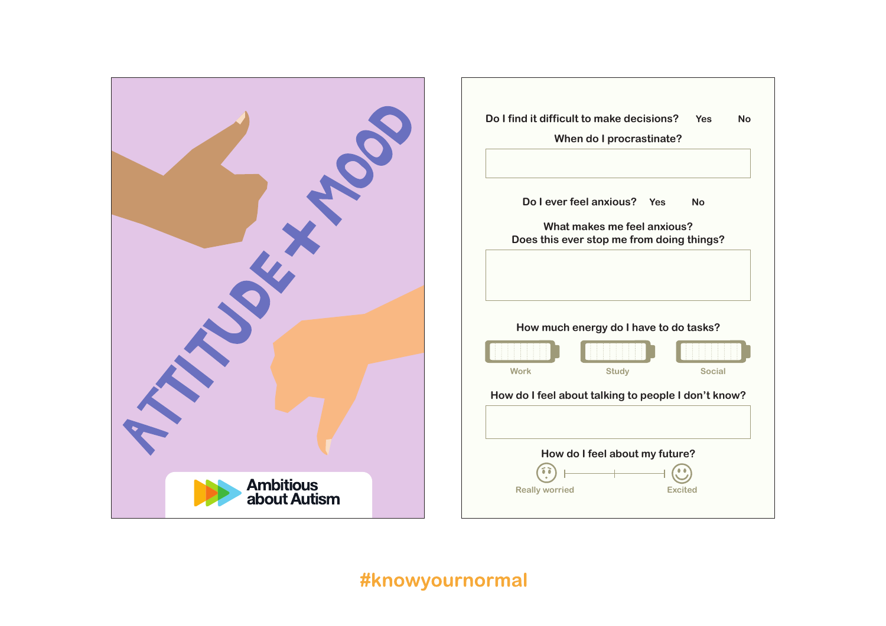# ATTITUDE + MOOD

Ambitious about Autism

Do I find it difficult to make decisions? Yes No

When do I procrastinate?

Do I ever feel anxious? Yes No

What makes me feel anxious?
Does this ever stop me from doing things?

How much energy do I have to do tasks?

Work Study Social

How do I feel about talking to people I don't know?

How do I feel about my future?

Really worried Excited

#knowyournormal